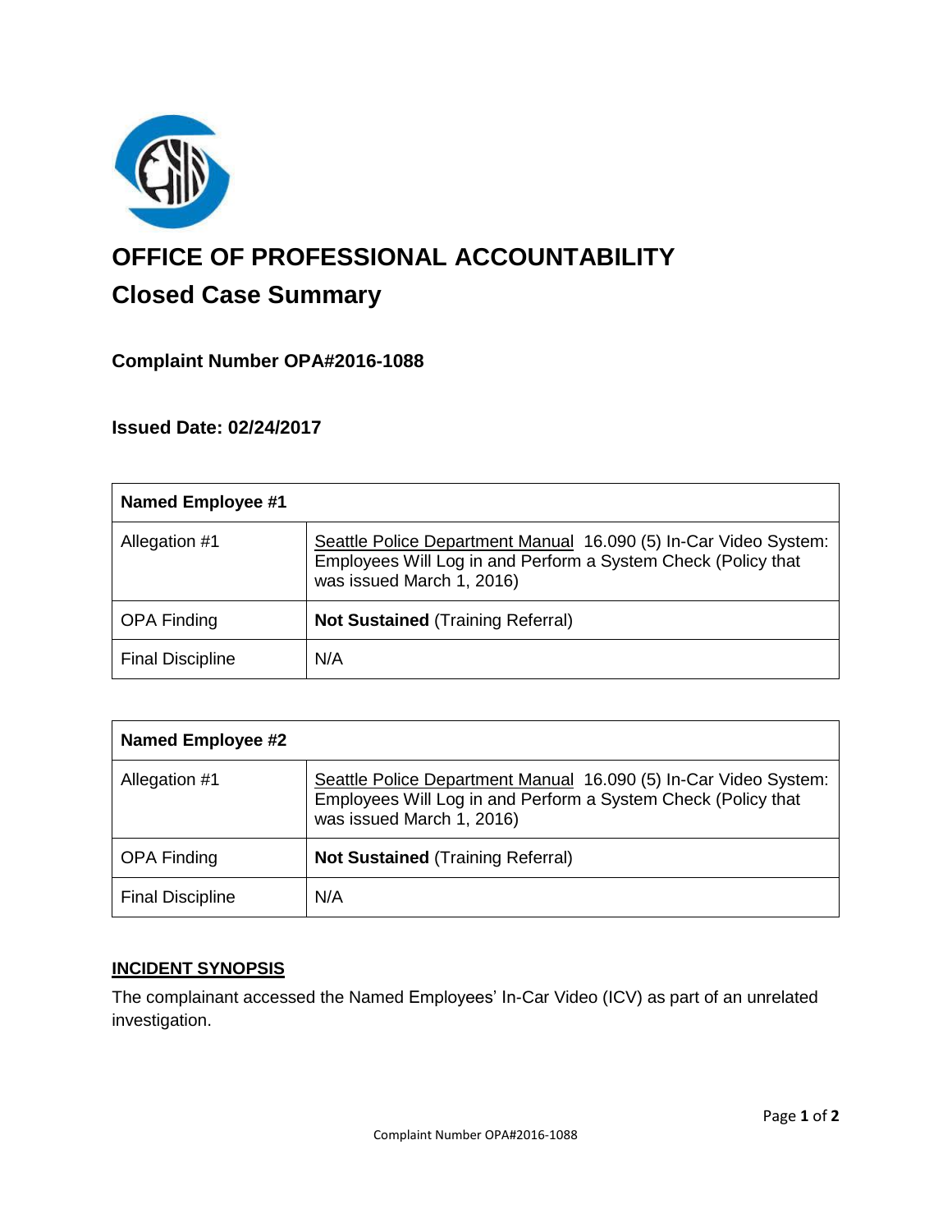# OFFICE OF PROFESSIONAL ACCOUNTABILITY

## Closed Case Summary

### Complaint Number OPA#2016-1088

### Issued Date: 02/24/2017

| Named Employee #1 | |
|---|---|
| Allegation #1 | Seattle Police Department Manual 16.090 (5) In-Car Video System: Employees Will Log in and Perform a System Check (Policy that was issued March 1, 2016) |
| OPA Finding | **Not Sustained** (Training Referral) |
| Final Discipline | N/A |

| Named Employee #2 | |
|---|---|
| Allegation #1 | Seattle Police Department Manual 16.090 (5) In-Car Video System: Employees Will Log in and Perform a System Check (Policy that was issued March 1, 2016) |
| OPA Finding | **Not Sustained** (Training Referral) |
| Final Discipline | N/A |

**INCIDENT SYNOPSIS**

The complainant accessed the Named Employees' In-Car Video (ICV) as part of an unrelated investigation.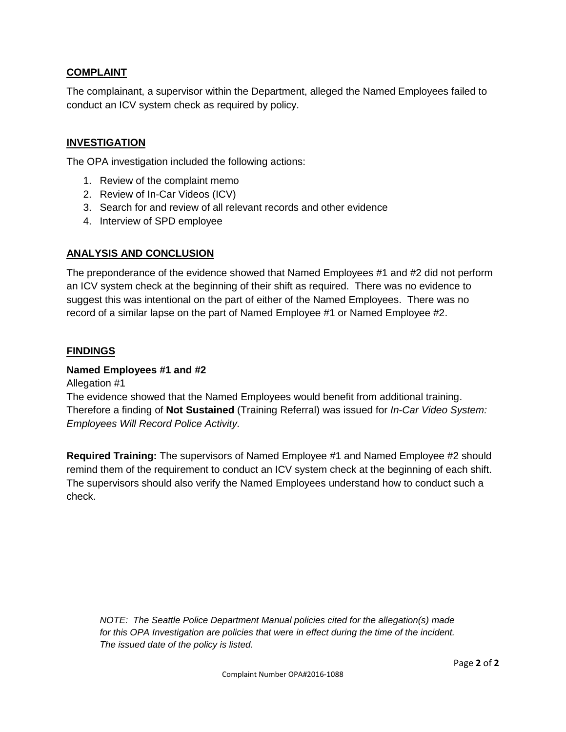## COMPLAINT

The complainant, a supervisor within the Department, alleged the Named Employees failed to conduct an ICV system check as required by policy.

## INVESTIGATION

The OPA investigation included the following actions:

1. Review of the complaint memo
2. Review of In-Car Videos (ICV)
3. Search for and review of all relevant records and other evidence
4. Interview of SPD employee

## ANALYSIS AND CONCLUSION

The preponderance of the evidence showed that Named Employees #1 and #2 did not perform an ICV system check at the beginning of their shift as required. There was no evidence to suggest this was intentional on the part of either of the Named Employees. There was no record of a similar lapse on the part of Named Employee #1 or Named Employee #2.

## FINDINGS

**Named Employees #1 and #2**

Allegation #1

The evidence showed that the Named Employees would benefit from additional training. Therefore a finding of **Not Sustained** (Training Referral) was issued for *In-Car Video System: Employees Will Record Police Activity.*

**Required Training:** The supervisors of Named Employee #1 and Named Employee #2 should remind them of the requirement to conduct an ICV system check at the beginning of each shift. The supervisors should also verify the Named Employees understand how to conduct such a check.

*NOTE: The Seattle Police Department Manual policies cited for the allegation(s) made for this OPA Investigation are policies that were in effect during the time of the incident. The issued date of the policy is listed.*

Complaint Number OPA#2016-1088